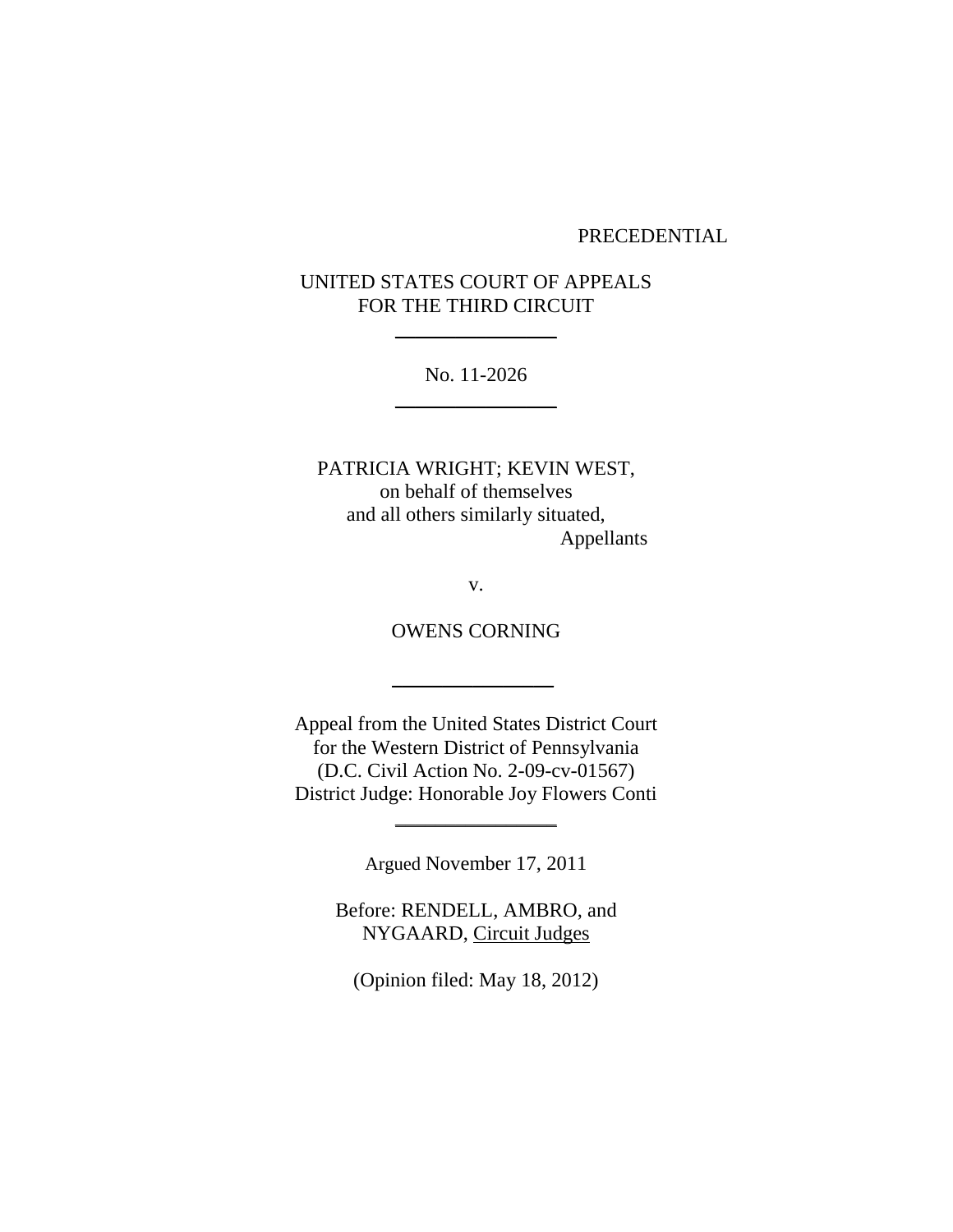PRECEDENTIAL

UNITED STATES COURT OF APPEALS
FOR THE THIRD CIRCUIT

---

No. 11-2026

---

PATRICIA WRIGHT; KEVIN WEST,
on behalf of themselves
and all others similarly situated,
Appellants

v.

OWENS CORNING

---

Appeal from the United States District Court
for the Western District of Pennsylvania
(D.C. Civil Action No. 2-09-cv-01567)
District Judge: Honorable Joy Flowers Conti

---

Argued November 17, 2011

Before: RENDELL, AMBRO, and
NYGAARD, Circuit Judges

(Opinion filed: May 18, 2012)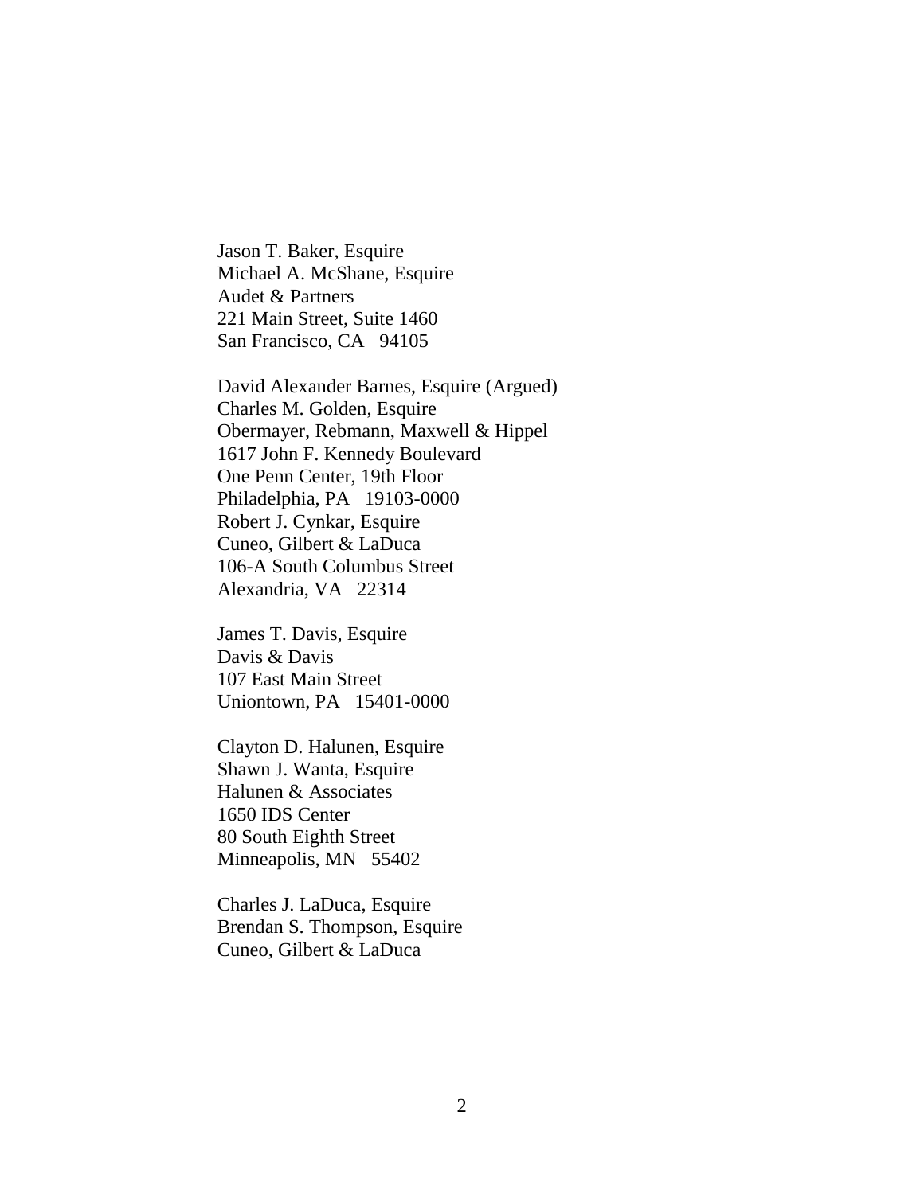Jason T. Baker, Esquire
Michael A. McShane, Esquire
Audet & Partners
221 Main Street, Suite 1460
San Francisco, CA 94105

David Alexander Barnes, Esquire (Argued)
Charles M. Golden, Esquire
Obermayer, Rebmann, Maxwell & Hippel
1617 John F. Kennedy Boulevard
One Penn Center, 19th Floor
Philadelphia, PA 19103-0000
Robert J. Cynkar, Esquire
Cuneo, Gilbert & LaDuca
106-A South Columbus Street
Alexandria, VA 22314

James T. Davis, Esquire
Davis & Davis
107 East Main Street
Uniontown, PA 15401-0000

Clayton D. Halunen, Esquire
Shawn J. Wanta, Esquire
Halunen & Associates
1650 IDS Center
80 South Eighth Street
Minneapolis, MN 55402

Charles J. LaDuca, Esquire
Brendan S. Thompson, Esquire
Cuneo, Gilbert & LaDuca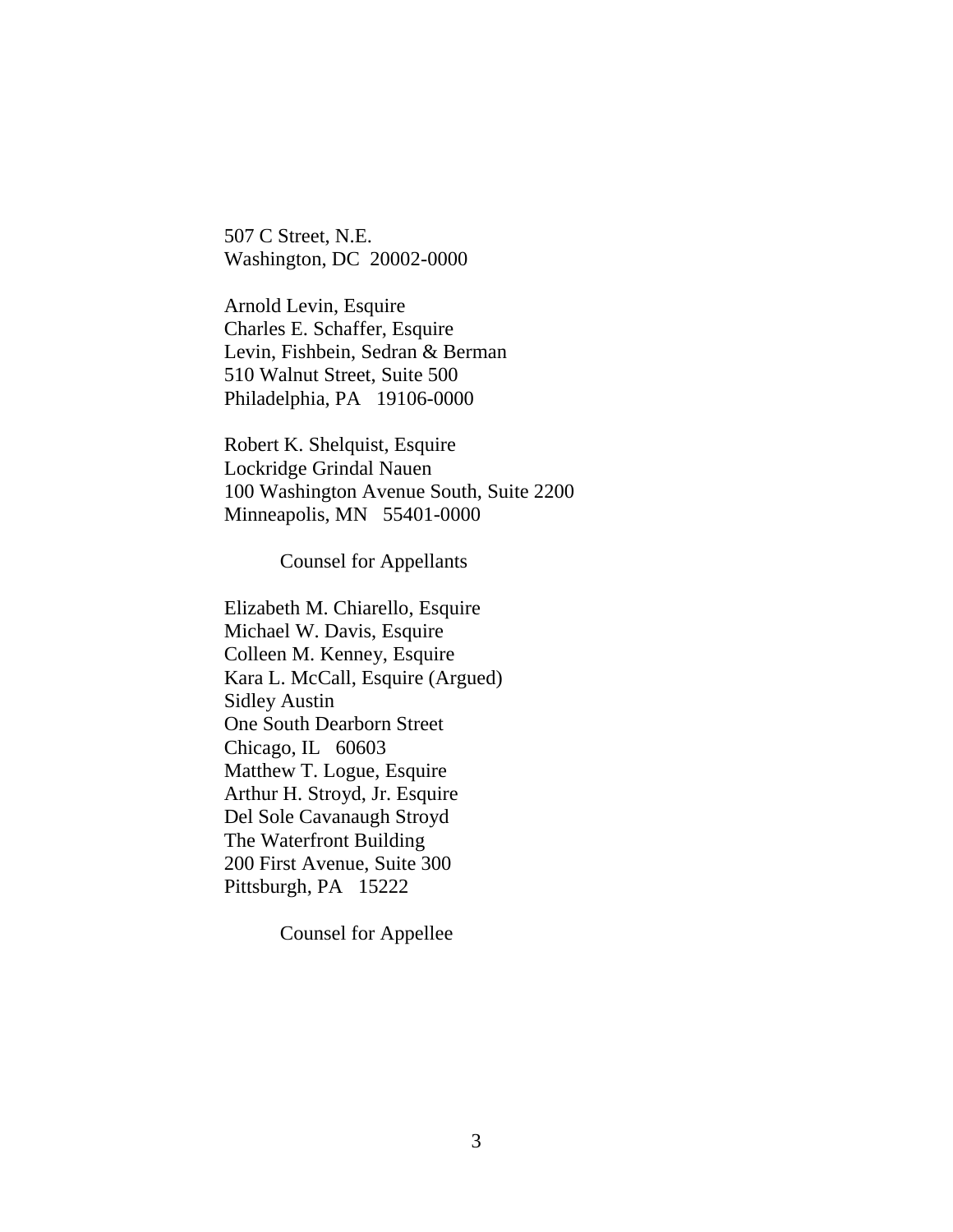507 C Street, N.E.
Washington, DC 20002-0000

Arnold Levin, Esquire
Charles E. Schaffer, Esquire
Levin, Fishbein, Sedran & Berman
510 Walnut Street, Suite 500
Philadelphia, PA 19106-0000

Robert K. Shelquist, Esquire
Lockridge Grindal Nauen
100 Washington Avenue South, Suite 2200
Minneapolis, MN 55401-0000

Counsel for Appellants

Elizabeth M. Chiarello, Esquire
Michael W. Davis, Esquire
Colleen M. Kenney, Esquire
Kara L. McCall, Esquire (Argued)
Sidley Austin
One South Dearborn Street
Chicago, IL 60603
Matthew T. Logue, Esquire
Arthur H. Stroyd, Jr. Esquire
Del Sole Cavanaugh Stroyd
The Waterfront Building
200 First Avenue, Suite 300
Pittsburgh, PA 15222

Counsel for Appellee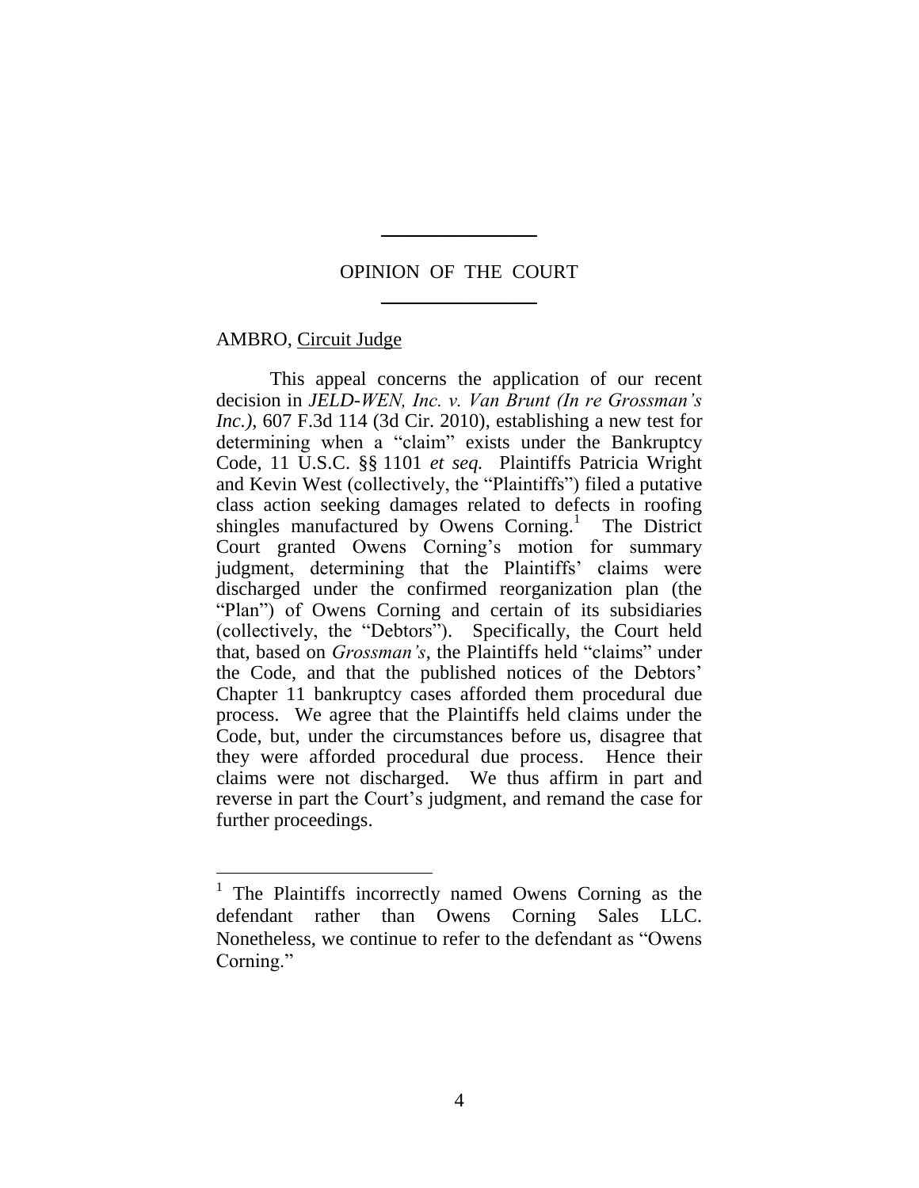## OPINION OF THE COURT

AMBRO, Circuit Judge

This appeal concerns the application of our recent decision in *JELD-WEN, Inc. v. Van Brunt (In re Grossman's Inc.)*, 607 F.3d 114 (3d Cir. 2010), establishing a new test for determining when a "claim" exists under the Bankruptcy Code, 11 U.S.C. §§ 1101 *et seq.* Plaintiffs Patricia Wright and Kevin West (collectively, the "Plaintiffs") filed a putative class action seeking damages related to defects in roofing shingles manufactured by Owens Corning.[1] The District Court granted Owens Corning's motion for summary judgment, determining that the Plaintiffs' claims were discharged under the confirmed reorganization plan (the "Plan") of Owens Corning and certain of its subsidiaries (collectively, the "Debtors"). Specifically, the Court held that, based on *Grossman's*, the Plaintiffs held "claims" under the Code, and that the published notices of the Debtors' Chapter 11 bankruptcy cases afforded them procedural due process. We agree that the Plaintiffs held claims under the Code, but, under the circumstances before us, disagree that they were afforded procedural due process. Hence their claims were not discharged. We thus affirm in part and reverse in part the Court's judgment, and remand the case for further proceedings.

---

[1] The Plaintiffs incorrectly named Owens Corning as the defendant rather than Owens Corning Sales LLC. Nonetheless, we continue to refer to the defendant as "Owens Corning."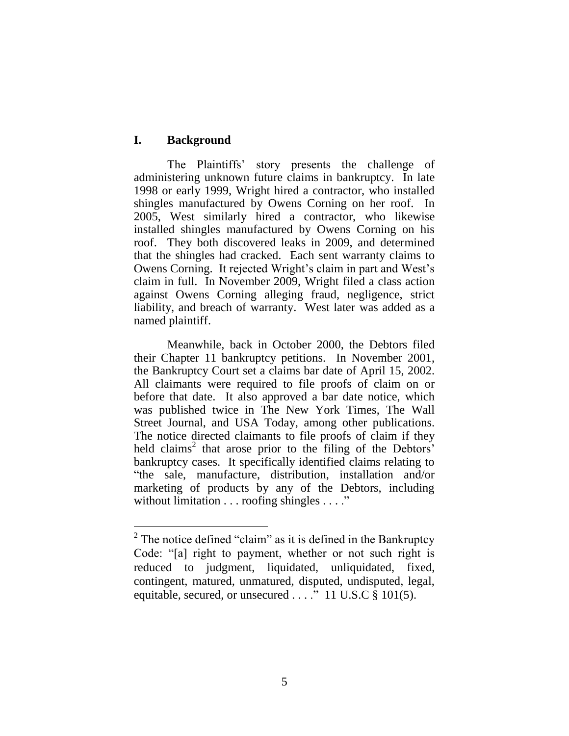## I. Background

The Plaintiffs' story presents the challenge of administering unknown future claims in bankruptcy. In late 1998 or early 1999, Wright hired a contractor, who installed shingles manufactured by Owens Corning on her roof. In 2005, West similarly hired a contractor, who likewise installed shingles manufactured by Owens Corning on his roof. They both discovered leaks in 2009, and determined that the shingles had cracked. Each sent warranty claims to Owens Corning. It rejected Wright's claim in part and West's claim in full. In November 2009, Wright filed a class action against Owens Corning alleging fraud, negligence, strict liability, and breach of warranty. West later was added as a named plaintiff.

Meanwhile, back in October 2000, the Debtors filed their Chapter 11 bankruptcy petitions. In November 2001, the Bankruptcy Court set a claims bar date of April 15, 2002. All claimants were required to file proofs of claim on or before that date. It also approved a bar date notice, which was published twice in The New York Times, The Wall Street Journal, and USA Today, among other publications. The notice directed claimants to file proofs of claim if they held claims[2] that arose prior to the filing of the Debtors' bankruptcy cases. It specifically identified claims relating to "the sale, manufacture, distribution, installation and/or marketing of products by any of the Debtors, including without limitation . . . roofing shingles . . . ."

[2] The notice defined "claim" as it is defined in the Bankruptcy Code: "[a] right to payment, whether or not such right is reduced to judgment, liquidated, unliquidated, fixed, contingent, matured, unmatured, disputed, undisputed, legal, equitable, secured, or unsecured . . . ." 11 U.S.C § 101(5).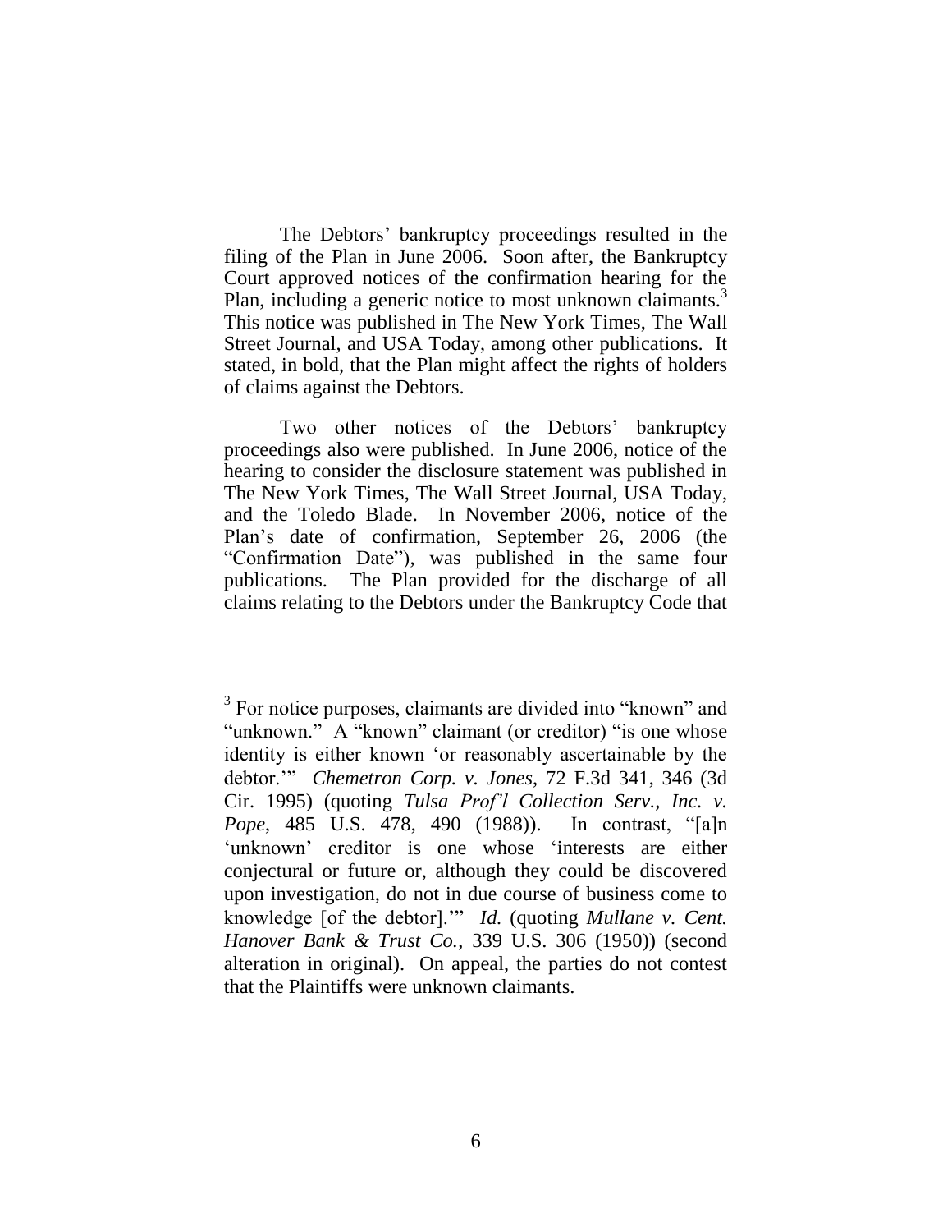The Debtors' bankruptcy proceedings resulted in the filing of the Plan in June 2006. Soon after, the Bankruptcy Court approved notices of the confirmation hearing for the Plan, including a generic notice to most unknown claimants.[3] This notice was published in The New York Times, The Wall Street Journal, and USA Today, among other publications. It stated, in bold, that the Plan might affect the rights of holders of claims against the Debtors.

Two other notices of the Debtors' bankruptcy proceedings also were published. In June 2006, notice of the hearing to consider the disclosure statement was published in The New York Times, The Wall Street Journal, USA Today, and the Toledo Blade. In November 2006, notice of the Plan's date of confirmation, September 26, 2006 (the "Confirmation Date"), was published in the same four publications. The Plan provided for the discharge of all claims relating to the Debtors under the Bankruptcy Code that

---

[3] For notice purposes, claimants are divided into "known" and "unknown." A "known" claimant (or creditor) "is one whose identity is either known 'or reasonably ascertainable by the debtor.'" *Chemetron Corp. v. Jones*, 72 F.3d 341, 346 (3d Cir. 1995) (quoting *Tulsa Prof'l Collection Serv., Inc. v. Pope*, 485 U.S. 478, 490 (1988)). In contrast, "[a]n 'unknown' creditor is one whose 'interests are either conjectural or future or, although they could be discovered upon investigation, do not in due course of business come to knowledge [of the debtor].'" *Id.* (quoting *Mullane v. Cent. Hanover Bank & Trust Co.*, 339 U.S. 306 (1950)) (second alteration in original). On appeal, the parties do not contest that the Plaintiffs were unknown claimants.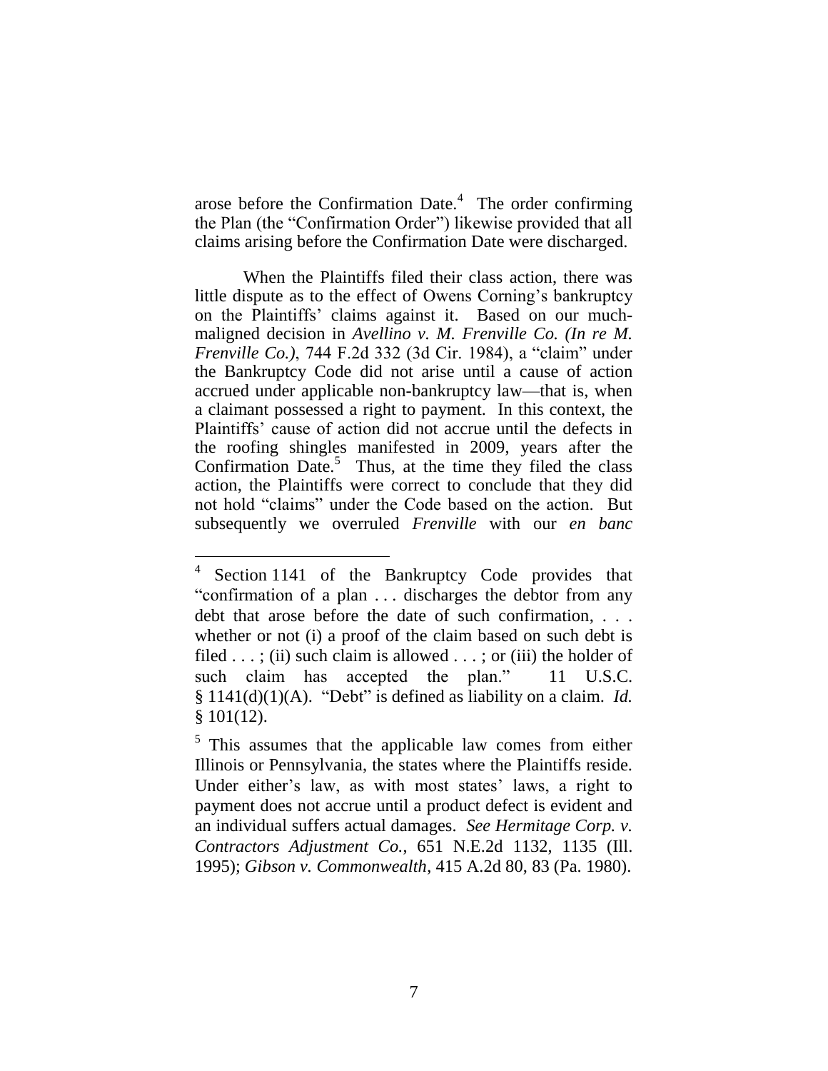arose before the Confirmation Date.[4] The order confirming the Plan (the "Confirmation Order") likewise provided that all claims arising before the Confirmation Date were discharged.

When the Plaintiffs filed their class action, there was little dispute as to the effect of Owens Corning's bankruptcy on the Plaintiffs' claims against it. Based on our much-maligned decision in *Avellino v. M. Frenville Co. (In re M. Frenville Co.)*, 744 F.2d 332 (3d Cir. 1984), a "claim" under the Bankruptcy Code did not arise until a cause of action accrued under applicable non-bankruptcy law—that is, when a claimant possessed a right to payment. In this context, the Plaintiffs' cause of action did not accrue until the defects in the roofing shingles manifested in 2009, years after the Confirmation Date.[5] Thus, at the time they filed the class action, the Plaintiffs were correct to conclude that they did not hold "claims" under the Code based on the action. But subsequently we overruled *Frenville* with our *en banc*

---

[4] Section 1141 of the Bankruptcy Code provides that "confirmation of a plan . . . discharges the debtor from any debt that arose before the date of such confirmation, . . . whether or not (i) a proof of the claim based on such debt is filed . . . ; (ii) such claim is allowed . . . ; or (iii) the holder of such claim has accepted the plan." 11 U.S.C. § 1141(d)(1)(A). "Debt" is defined as liability on a claim. *Id.* § 101(12).

[5] This assumes that the applicable law comes from either Illinois or Pennsylvania, the states where the Plaintiffs reside. Under either's law, as with most states' laws, a right to payment does not accrue until a product defect is evident and an individual suffers actual damages. *See Hermitage Corp. v. Contractors Adjustment Co.*, 651 N.E.2d 1132, 1135 (Ill. 1995); *Gibson v. Commonwealth*, 415 A.2d 80, 83 (Pa. 1980).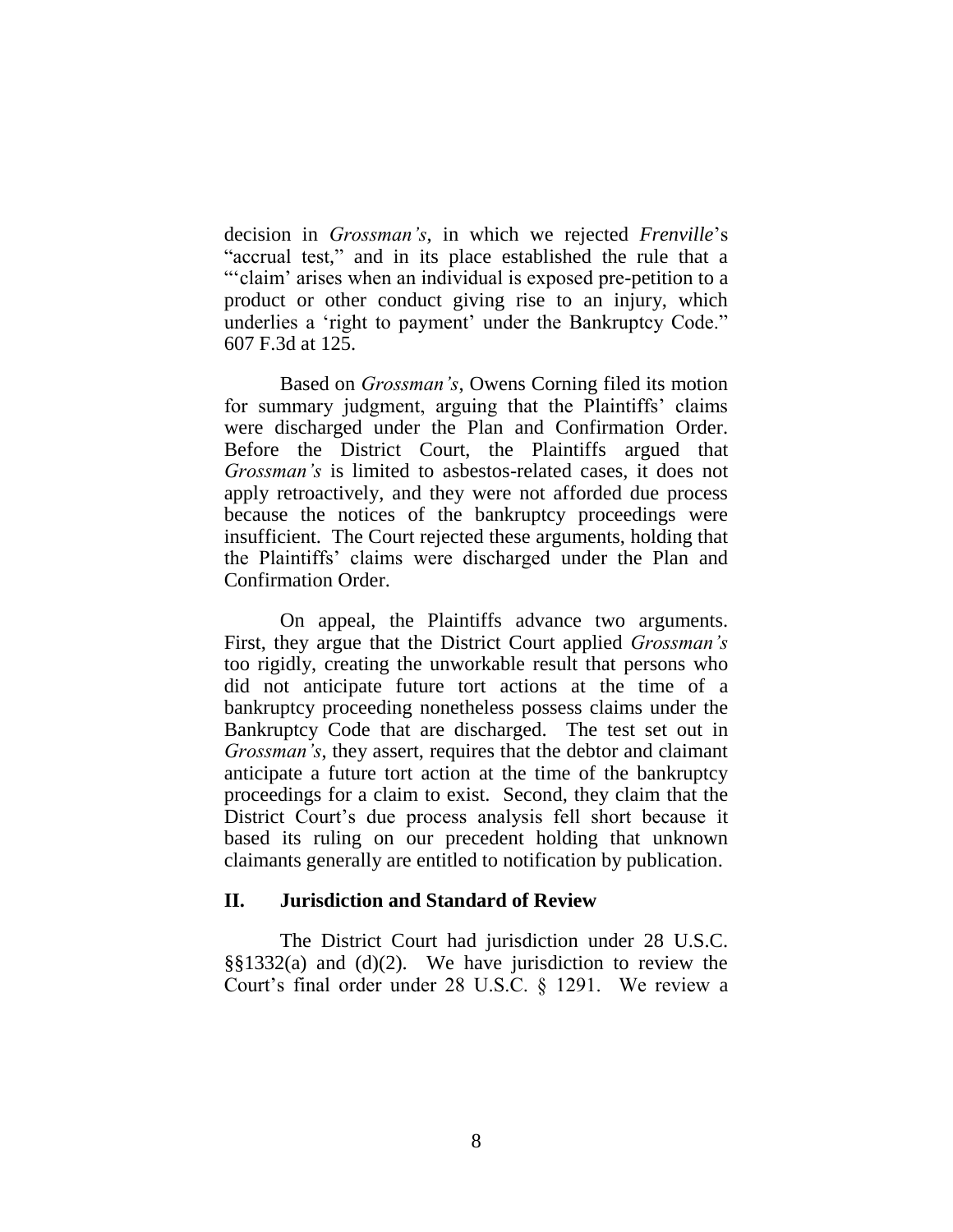decision in *Grossman's*, in which we rejected *Frenville*'s "accrual test," and in its place established the rule that a "'claim' arises when an individual is exposed pre-petition to a product or other conduct giving rise to an injury, which underlies a 'right to payment' under the Bankruptcy Code." 607 F.3d at 125.

Based on *Grossman's*, Owens Corning filed its motion for summary judgment, arguing that the Plaintiffs' claims were discharged under the Plan and Confirmation Order. Before the District Court, the Plaintiffs argued that *Grossman's* is limited to asbestos-related cases, it does not apply retroactively, and they were not afforded due process because the notices of the bankruptcy proceedings were insufficient. The Court rejected these arguments, holding that the Plaintiffs' claims were discharged under the Plan and Confirmation Order.

On appeal, the Plaintiffs advance two arguments. First, they argue that the District Court applied *Grossman's* too rigidly, creating the unworkable result that persons who did not anticipate future tort actions at the time of a bankruptcy proceeding nonetheless possess claims under the Bankruptcy Code that are discharged. The test set out in *Grossman's*, they assert, requires that the debtor and claimant anticipate a future tort action at the time of the bankruptcy proceedings for a claim to exist. Second, they claim that the District Court's due process analysis fell short because it based its ruling on our precedent holding that unknown claimants generally are entitled to notification by publication.

## II. Jurisdiction and Standard of Review

The District Court had jurisdiction under 28 U.S.C. §§1332(a) and (d)(2). We have jurisdiction to review the Court's final order under 28 U.S.C. § 1291. We review a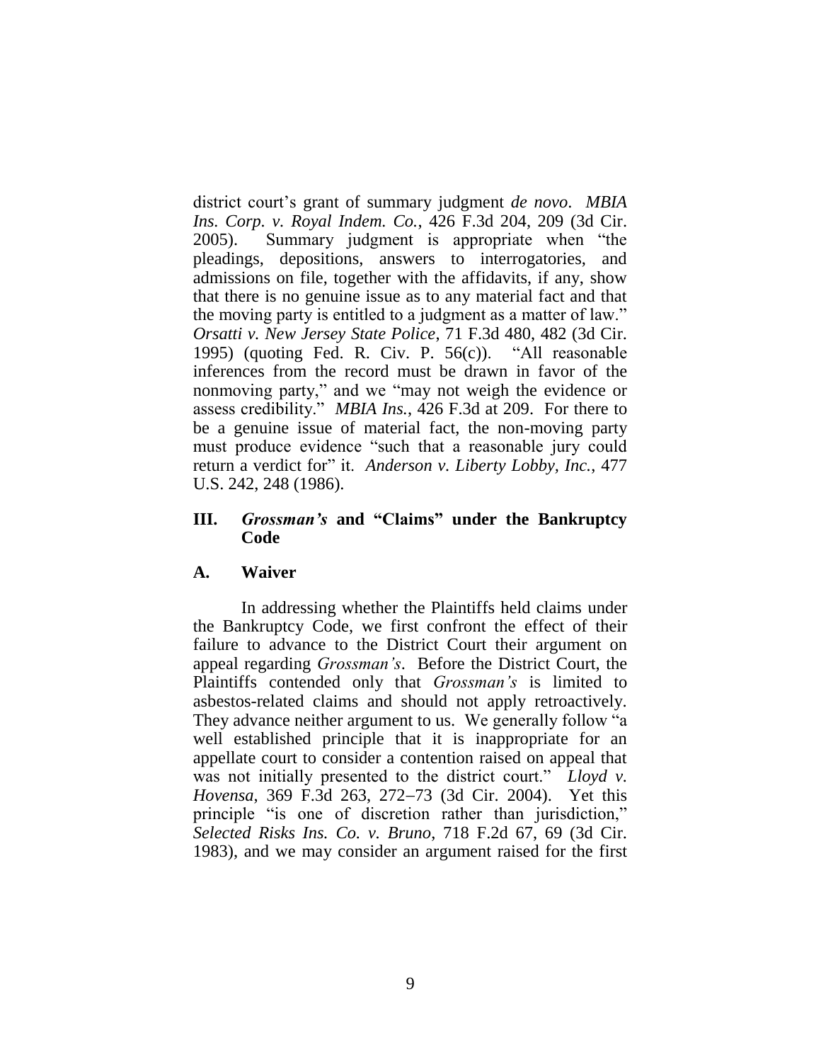district court's grant of summary judgment *de novo*. *MBIA Ins. Corp. v. Royal Indem. Co.*, 426 F.3d 204, 209 (3d Cir. 2005). Summary judgment is appropriate when "the pleadings, depositions, answers to interrogatories, and admissions on file, together with the affidavits, if any, show that there is no genuine issue as to any material fact and that the moving party is entitled to a judgment as a matter of law." *Orsatti v. New Jersey State Police*, 71 F.3d 480, 482 (3d Cir. 1995) (quoting Fed. R. Civ. P. 56(c)). "All reasonable inferences from the record must be drawn in favor of the nonmoving party," and we "may not weigh the evidence or assess credibility." *MBIA Ins.*, 426 F.3d at 209. For there to be a genuine issue of material fact, the non-moving party must produce evidence "such that a reasonable jury could return a verdict for" it. *Anderson v. Liberty Lobby, Inc.*, 477 U.S. 242, 248 (1986).

## III. *Grossman's* and "Claims" under the Bankruptcy Code

### A. Waiver

In addressing whether the Plaintiffs held claims under the Bankruptcy Code, we first confront the effect of their failure to advance to the District Court their argument on appeal regarding *Grossman's*. Before the District Court, the Plaintiffs contended only that *Grossman's* is limited to asbestos-related claims and should not apply retroactively. They advance neither argument to us. We generally follow "a well established principle that it is inappropriate for an appellate court to consider a contention raised on appeal that was not initially presented to the district court." *Lloyd v. Hovensa*, 369 F.3d 263, 272–73 (3d Cir. 2004). Yet this principle "is one of discretion rather than jurisdiction," *Selected Risks Ins. Co. v. Bruno*, 718 F.2d 67, 69 (3d Cir. 1983), and we may consider an argument raised for the first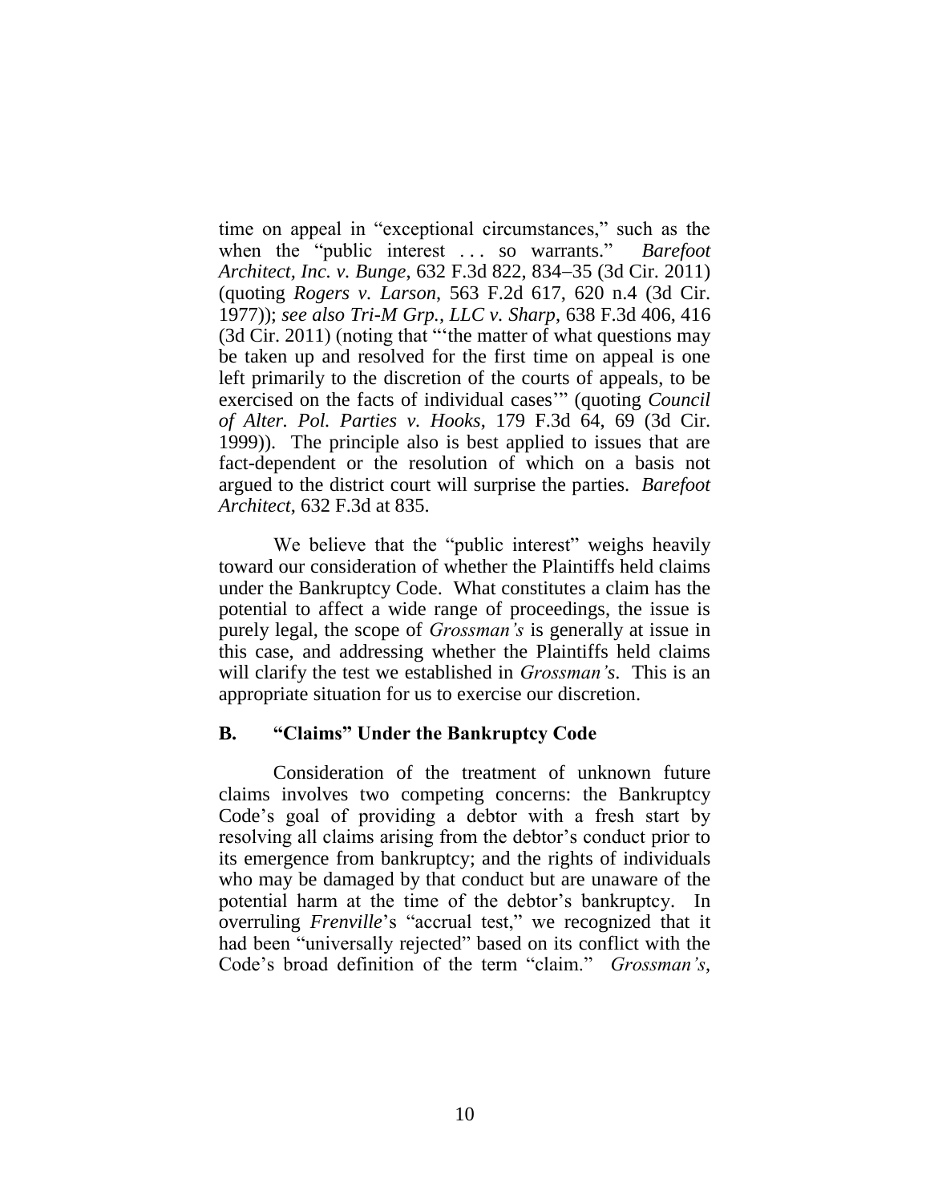time on appeal in "exceptional circumstances," such as the when the "public interest . . . so warrants." *Barefoot Architect, Inc. v. Bunge*, 632 F.3d 822, 834–35 (3d Cir. 2011) (quoting *Rogers v. Larson*, 563 F.2d 617, 620 n.4 (3d Cir. 1977)); *see also Tri-M Grp., LLC v. Sharp*, 638 F.3d 406, 416 (3d Cir. 2011) (noting that "'the matter of what questions may be taken up and resolved for the first time on appeal is one left primarily to the discretion of the courts of appeals, to be exercised on the facts of individual cases'" (quoting *Council of Alter. Pol. Parties v. Hooks*, 179 F.3d 64, 69 (3d Cir. 1999)). The principle also is best applied to issues that are fact-dependent or the resolution of which on a basis not argued to the district court will surprise the parties. *Barefoot Architect*, 632 F.3d at 835.

We believe that the "public interest" weighs heavily toward our consideration of whether the Plaintiffs held claims under the Bankruptcy Code. What constitutes a claim has the potential to affect a wide range of proceedings, the issue is purely legal, the scope of *Grossman's* is generally at issue in this case, and addressing whether the Plaintiffs held claims will clarify the test we established in *Grossman's*. This is an appropriate situation for us to exercise our discretion.

### B. "Claims" Under the Bankruptcy Code

Consideration of the treatment of unknown future claims involves two competing concerns: the Bankruptcy Code's goal of providing a debtor with a fresh start by resolving all claims arising from the debtor's conduct prior to its emergence from bankruptcy; and the rights of individuals who may be damaged by that conduct but are unaware of the potential harm at the time of the debtor's bankruptcy. In overruling *Frenville*'s "accrual test," we recognized that it had been "universally rejected" based on its conflict with the Code's broad definition of the term "claim." *Grossman's*,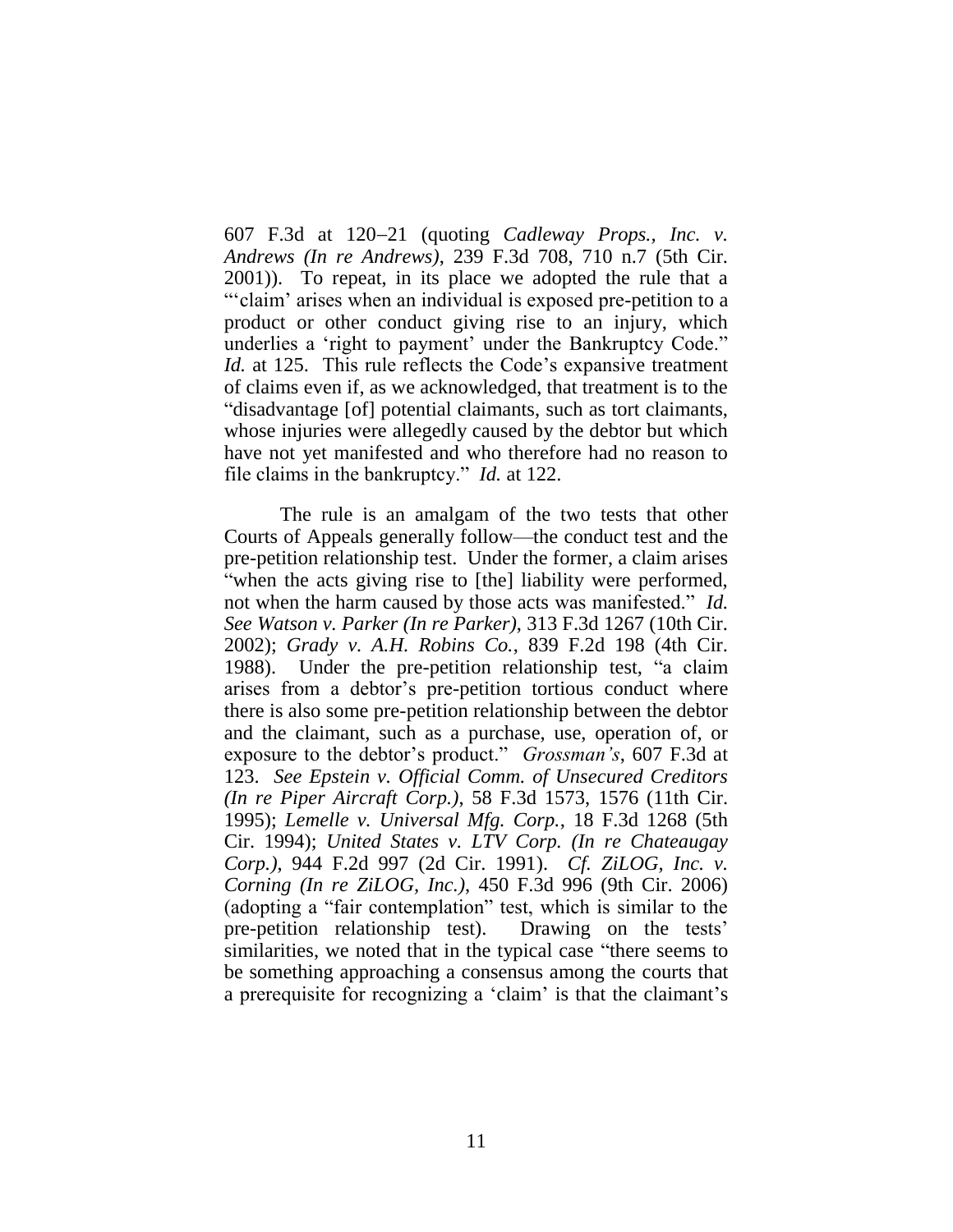607 F.3d at 120–21 (quoting *Cadleway Props., Inc. v. Andrews (In re Andrews)*, 239 F.3d 708, 710 n.7 (5th Cir. 2001)). To repeat, in its place we adopted the rule that a "'claim' arises when an individual is exposed pre-petition to a product or other conduct giving rise to an injury, which underlies a 'right to payment' under the Bankruptcy Code." *Id.* at 125. This rule reflects the Code's expansive treatment of claims even if, as we acknowledged, that treatment is to the "disadvantage [of] potential claimants, such as tort claimants, whose injuries were allegedly caused by the debtor but which have not yet manifested and who therefore had no reason to file claims in the bankruptcy." *Id.* at 122.

The rule is an amalgam of the two tests that other Courts of Appeals generally follow—the conduct test and the pre-petition relationship test. Under the former, a claim arises "when the acts giving rise to [the] liability were performed, not when the harm caused by those acts was manifested." *Id. See Watson v. Parker (In re Parker)*, 313 F.3d 1267 (10th Cir. 2002); *Grady v. A.H. Robins Co.*, 839 F.2d 198 (4th Cir. 1988). Under the pre-petition relationship test, "a claim arises from a debtor's pre-petition tortious conduct where there is also some pre-petition relationship between the debtor and the claimant, such as a purchase, use, operation of, or exposure to the debtor's product." *Grossman's*, 607 F.3d at 123. *See Epstein v. Official Comm. of Unsecured Creditors (In re Piper Aircraft Corp.)*, 58 F.3d 1573, 1576 (11th Cir. 1995); *Lemelle v. Universal Mfg. Corp.*, 18 F.3d 1268 (5th Cir. 1994); *United States v. LTV Corp. (In re Chateaugay Corp.)*, 944 F.2d 997 (2d Cir. 1991). *Cf. ZiLOG, Inc. v. Corning (In re ZiLOG, Inc.)*, 450 F.3d 996 (9th Cir. 2006) (adopting a "fair contemplation" test, which is similar to the pre-petition relationship test). Drawing on the tests' similarities, we noted that in the typical case "there seems to be something approaching a consensus among the courts that a prerequisite for recognizing a 'claim' is that the claimant's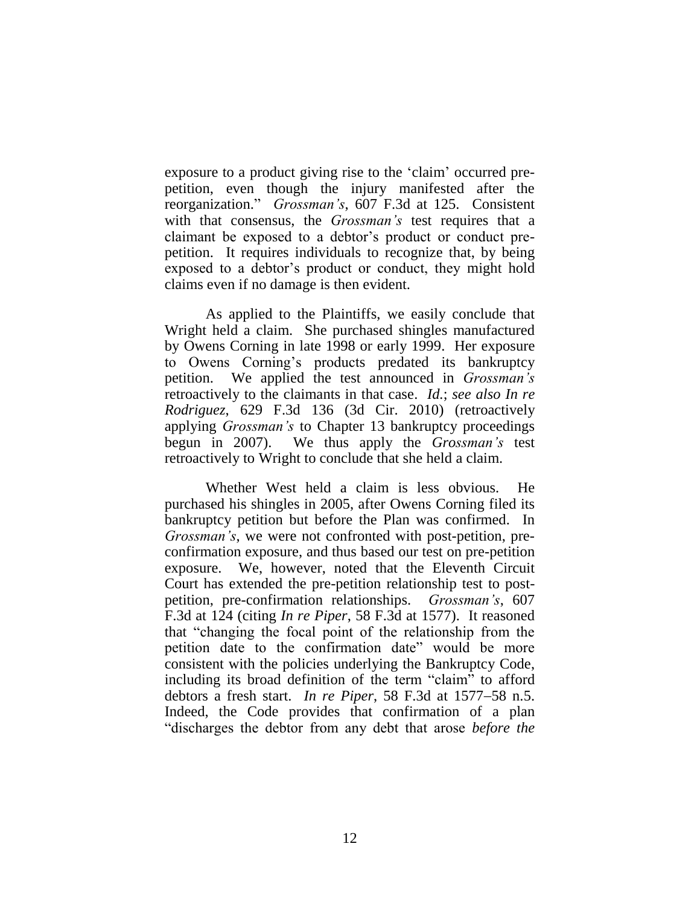exposure to a product giving rise to the 'claim' occurred pre-petition, even though the injury manifested after the reorganization." *Grossman's*, 607 F.3d at 125. Consistent with that consensus, the *Grossman's* test requires that a claimant be exposed to a debtor's product or conduct pre-petition. It requires individuals to recognize that, by being exposed to a debtor's product or conduct, they might hold claims even if no damage is then evident.

As applied to the Plaintiffs, we easily conclude that Wright held a claim. She purchased shingles manufactured by Owens Corning in late 1998 or early 1999. Her exposure to Owens Corning's products predated its bankruptcy petition. We applied the test announced in *Grossman's* retroactively to the claimants in that case. *Id.*; *see also In re Rodriguez*, 629 F.3d 136 (3d Cir. 2010) (retroactively applying *Grossman's* to Chapter 13 bankruptcy proceedings begun in 2007). We thus apply the *Grossman's* test retroactively to Wright to conclude that she held a claim.

Whether West held a claim is less obvious. He purchased his shingles in 2005, after Owens Corning filed its bankruptcy petition but before the Plan was confirmed. In *Grossman's*, we were not confronted with post-petition, pre-confirmation exposure, and thus based our test on pre-petition exposure. We, however, noted that the Eleventh Circuit Court has extended the pre-petition relationship test to post-petition, pre-confirmation relationships. *Grossman's*, 607 F.3d at 124 (citing *In re Piper*, 58 F.3d at 1577). It reasoned that "changing the focal point of the relationship from the petition date to the confirmation date" would be more consistent with the policies underlying the Bankruptcy Code, including its broad definition of the term "claim" to afford debtors a fresh start. *In re Piper*, 58 F.3d at 1577–58 n.5. Indeed, the Code provides that confirmation of a plan "discharges the debtor from any debt that arose *before the*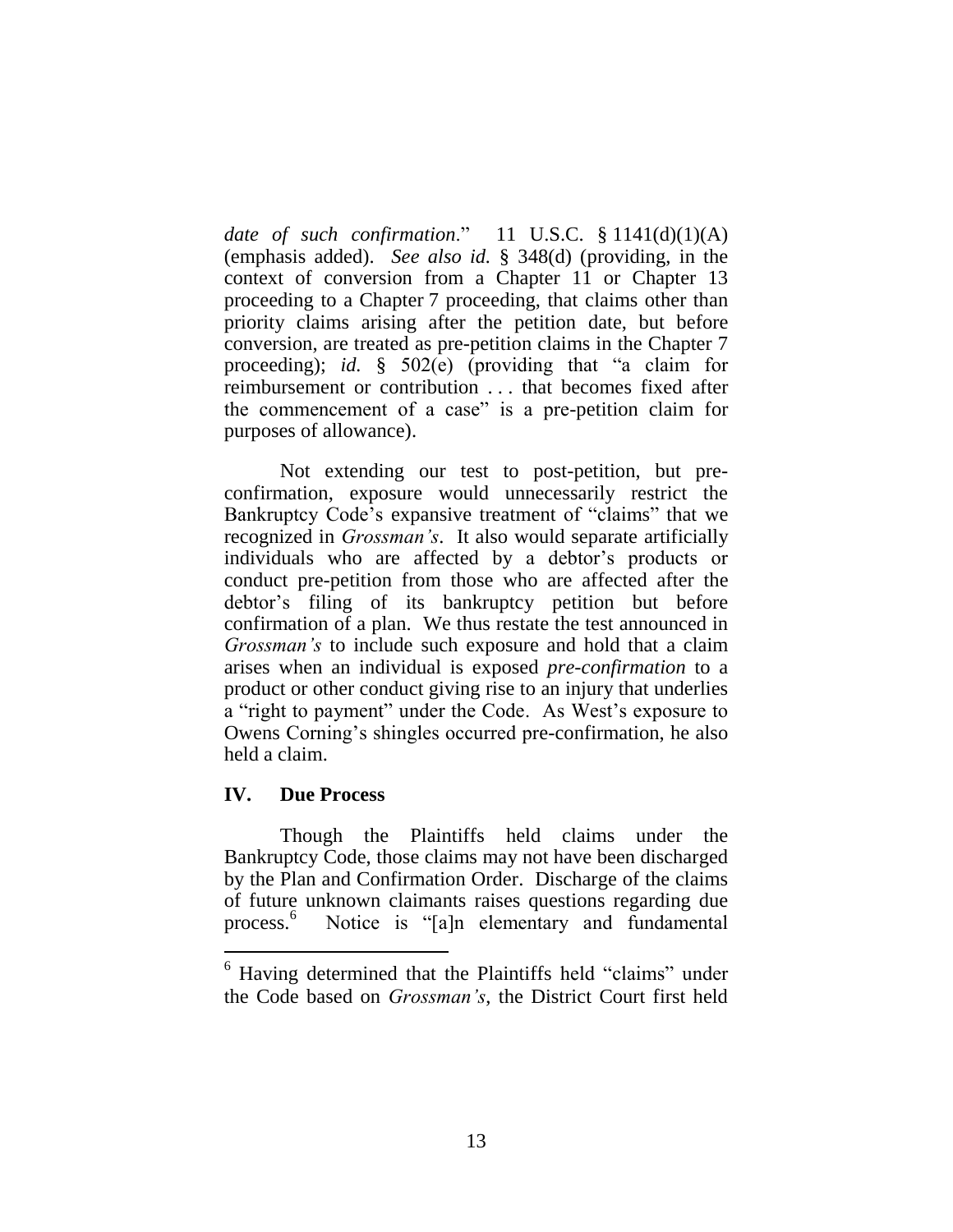*date of such confirmation*." 11 U.S.C. § 1141(d)(1)(A) (emphasis added). *See also id.* § 348(d) (providing, in the context of conversion from a Chapter 11 or Chapter 13 proceeding to a Chapter 7 proceeding, that claims other than priority claims arising after the petition date, but before conversion, are treated as pre-petition claims in the Chapter 7 proceeding); *id.* § 502(e) (providing that "a claim for reimbursement or contribution . . . that becomes fixed after the commencement of a case" is a pre-petition claim for purposes of allowance).

Not extending our test to post-petition, but pre-confirmation, exposure would unnecessarily restrict the Bankruptcy Code's expansive treatment of "claims" that we recognized in *Grossman's*. It also would separate artificially individuals who are affected by a debtor's products or conduct pre-petition from those who are affected after the debtor's filing of its bankruptcy petition but before confirmation of a plan. We thus restate the test announced in *Grossman's* to include such exposure and hold that a claim arises when an individual is exposed *pre-confirmation* to a product or other conduct giving rise to an injury that underlies a "right to payment" under the Code. As West's exposure to Owens Corning's shingles occurred pre-confirmation, he also held a claim.

## IV. Due Process

Though the Plaintiffs held claims under the Bankruptcy Code, those claims may not have been discharged by the Plan and Confirmation Order. Discharge of the claims of future unknown claimants raises questions regarding due process.[6] Notice is "[a]n elementary and fundamental

[6] Having determined that the Plaintiffs held "claims" under the Code based on *Grossman's*, the District Court first held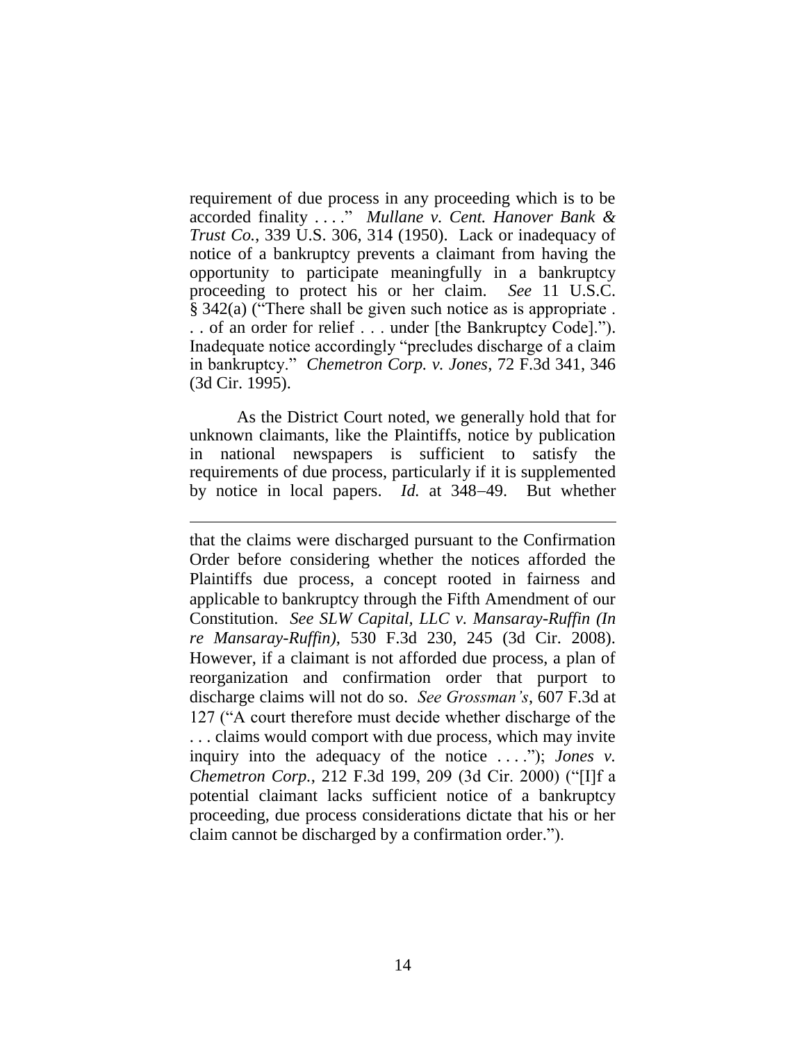requirement of due process in any proceeding which is to be accorded finality . . . ." *Mullane v. Cent. Hanover Bank & Trust Co.*, 339 U.S. 306, 314 (1950). Lack or inadequacy of notice of a bankruptcy prevents a claimant from having the opportunity to participate meaningfully in a bankruptcy proceeding to protect his or her claim. *See* 11 U.S.C. § 342(a) ("There shall be given such notice as is appropriate . . . of an order for relief . . . under [the Bankruptcy Code]."). Inadequate notice accordingly "precludes discharge of a claim in bankruptcy." *Chemetron Corp. v. Jones*, 72 F.3d 341, 346 (3d Cir. 1995).

As the District Court noted, we generally hold that for unknown claimants, like the Plaintiffs, notice by publication in national newspapers is sufficient to satisfy the requirements of due process, particularly if it is supplemented by notice in local papers. *Id.* at 348–49. But whether

---

that the claims were discharged pursuant to the Confirmation Order before considering whether the notices afforded the Plaintiffs due process, a concept rooted in fairness and applicable to bankruptcy through the Fifth Amendment of our Constitution. *See SLW Capital, LLC v. Mansaray-Ruffin (In re Mansaray-Ruffin)*, 530 F.3d 230, 245 (3d Cir. 2008). However, if a claimant is not afforded due process, a plan of reorganization and confirmation order that purport to discharge claims will not do so. *See Grossman's*, 607 F.3d at 127 ("A court therefore must decide whether discharge of the . . . claims would comport with due process, which may invite inquiry into the adequacy of the notice . . . ."); *Jones v. Chemetron Corp.*, 212 F.3d 199, 209 (3d Cir. 2000) ("[I]f a potential claimant lacks sufficient notice of a bankruptcy proceeding, due process considerations dictate that his or her claim cannot be discharged by a confirmation order.").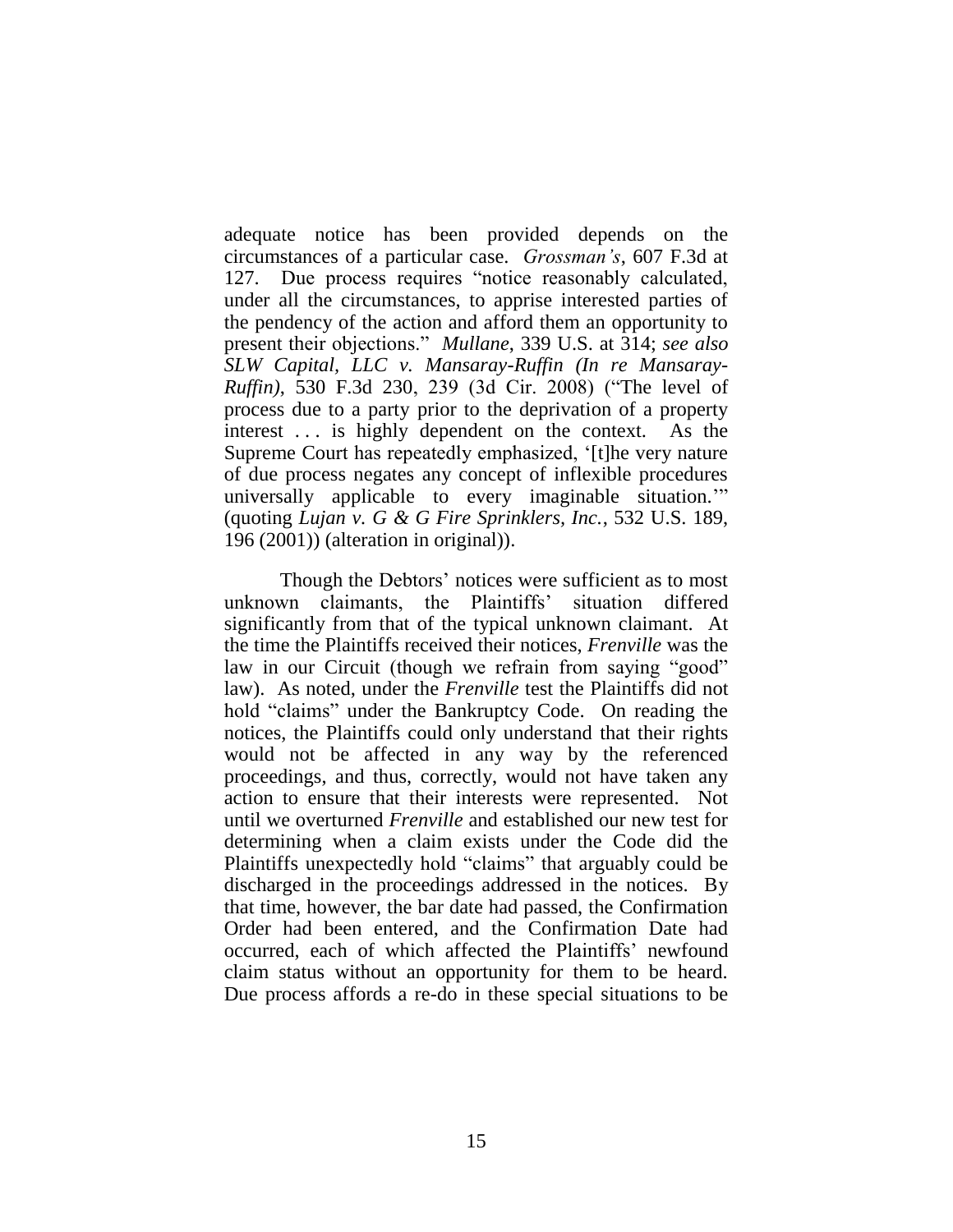adequate notice has been provided depends on the circumstances of a particular case. *Grossman's*, 607 F.3d at 127. Due process requires "notice reasonably calculated, under all the circumstances, to apprise interested parties of the pendency of the action and afford them an opportunity to present their objections." *Mullane*, 339 U.S. at 314; *see also SLW Capital, LLC v. Mansaray-Ruffin (In re Mansaray-Ruffin)*, 530 F.3d 230, 239 (3d Cir. 2008) ("The level of process due to a party prior to the deprivation of a property interest . . . is highly dependent on the context. As the Supreme Court has repeatedly emphasized, '[t]he very nature of due process negates any concept of inflexible procedures universally applicable to every imaginable situation.'" (quoting *Lujan v. G & G Fire Sprinklers, Inc.*, 532 U.S. 189, 196 (2001)) (alteration in original)).

Though the Debtors' notices were sufficient as to most unknown claimants, the Plaintiffs' situation differed significantly from that of the typical unknown claimant. At the time the Plaintiffs received their notices, *Frenville* was the law in our Circuit (though we refrain from saying "good" law). As noted, under the *Frenville* test the Plaintiffs did not hold "claims" under the Bankruptcy Code. On reading the notices, the Plaintiffs could only understand that their rights would not be affected in any way by the referenced proceedings, and thus, correctly, would not have taken any action to ensure that their interests were represented. Not until we overturned *Frenville* and established our new test for determining when a claim exists under the Code did the Plaintiffs unexpectedly hold "claims" that arguably could be discharged in the proceedings addressed in the notices. By that time, however, the bar date had passed, the Confirmation Order had been entered, and the Confirmation Date had occurred, each of which affected the Plaintiffs' newfound claim status without an opportunity for them to be heard. Due process affords a re-do in these special situations to be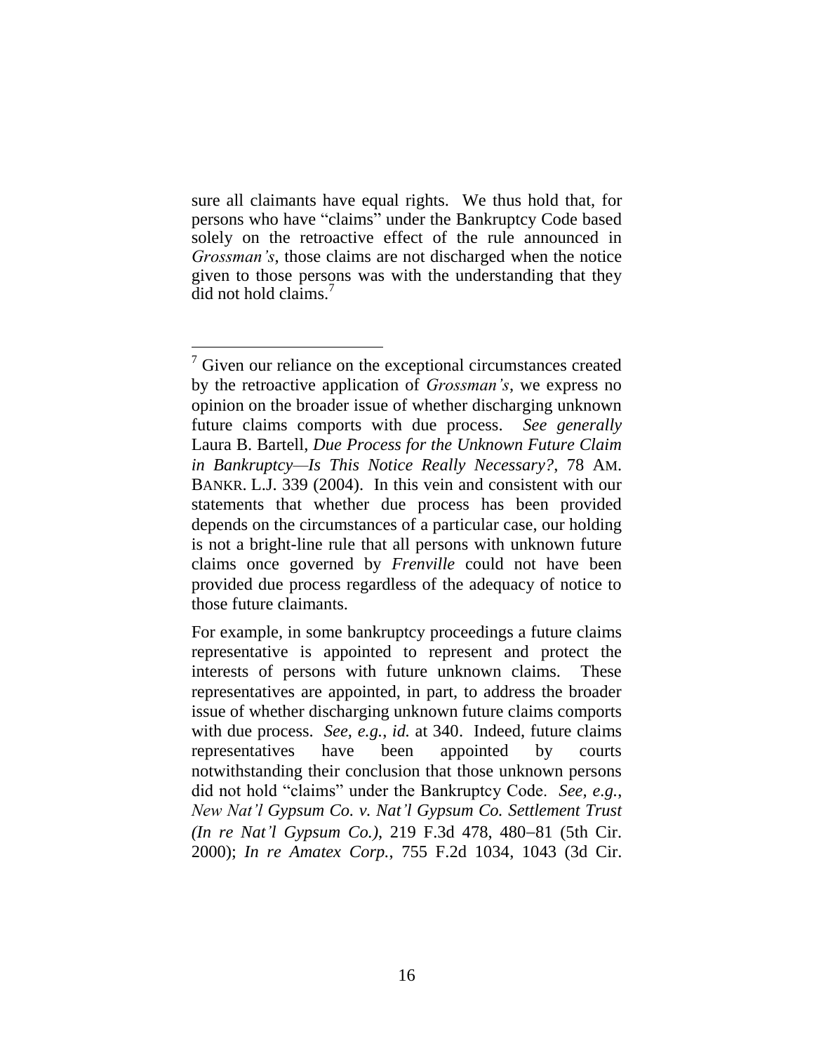sure all claimants have equal rights. We thus hold that, for persons who have "claims" under the Bankruptcy Code based solely on the retroactive effect of the rule announced in *Grossman's*, those claims are not discharged when the notice given to those persons was with the understanding that they did not hold claims.[7]

---

[7] Given our reliance on the exceptional circumstances created by the retroactive application of *Grossman's*, we express no opinion on the broader issue of whether discharging unknown future claims comports with due process. *See generally* Laura B. Bartell, *Due Process for the Unknown Future Claim in Bankruptcy—Is This Notice Really Necessary?*, 78 AM. BANKR. L.J. 339 (2004). In this vein and consistent with our statements that whether due process has been provided depends on the circumstances of a particular case, our holding is not a bright-line rule that all persons with unknown future claims once governed by *Frenville* could not have been provided due process regardless of the adequacy of notice to those future claimants.

For example, in some bankruptcy proceedings a future claims representative is appointed to represent and protect the interests of persons with future unknown claims. These representatives are appointed, in part, to address the broader issue of whether discharging unknown future claims comports with due process. *See, e.g.*, *id.* at 340. Indeed, future claims representatives have been appointed by courts notwithstanding their conclusion that those unknown persons did not hold "claims" under the Bankruptcy Code. *See, e.g.*, *New Nat'l Gypsum Co. v. Nat'l Gypsum Co. Settlement Trust (In re Nat'l Gypsum Co.)*, 219 F.3d 478, 480–81 (5th Cir. 2000); *In re Amatex Corp.*, 755 F.2d 1034, 1043 (3d Cir.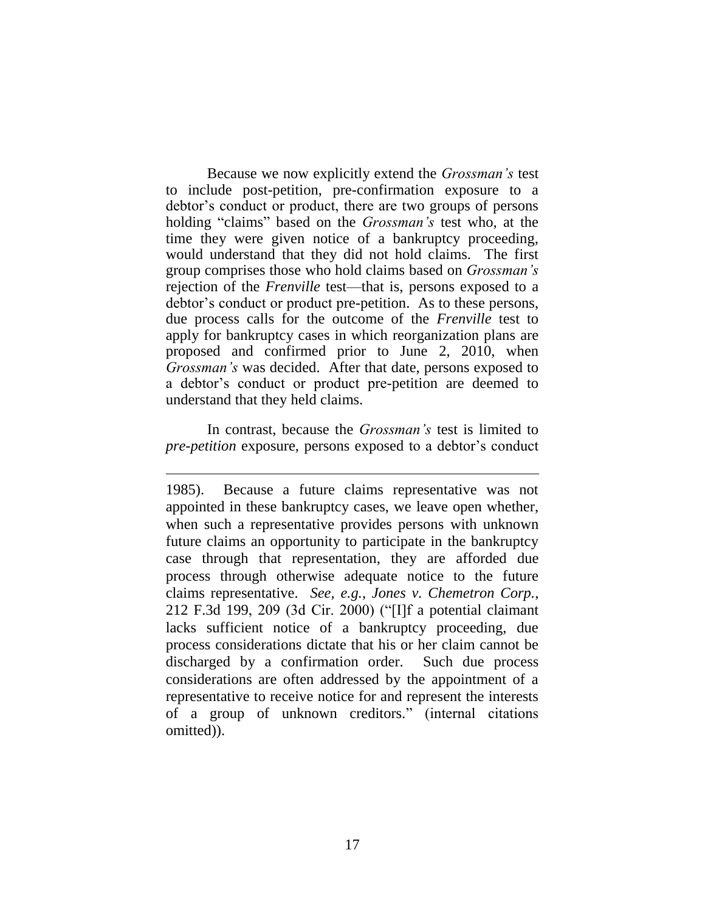Because we now explicitly extend the *Grossman's* test to include post-petition, pre-confirmation exposure to a debtor's conduct or product, there are two groups of persons holding "claims" based on the *Grossman's* test who, at the time they were given notice of a bankruptcy proceeding, would understand that they did not hold claims. The first group comprises those who hold claims based on *Grossman's* rejection of the *Frenville* test—that is, persons exposed to a debtor's conduct or product pre-petition. As to these persons, due process calls for the outcome of the *Frenville* test to apply for bankruptcy cases in which reorganization plans are proposed and confirmed prior to June 2, 2010, when *Grossman's* was decided. After that date, persons exposed to a debtor's conduct or product pre-petition are deemed to understand that they held claims.

In contrast, because the *Grossman's* test is limited to *pre-petition* exposure, persons exposed to a debtor's conduct

---

1985). Because a future claims representative was not appointed in these bankruptcy cases, we leave open whether, when such a representative provides persons with unknown future claims an opportunity to participate in the bankruptcy case through that representation, they are afforded due process through otherwise adequate notice to the future claims representative. *See, e.g.*, *Jones v. Chemetron Corp.*, 212 F.3d 199, 209 (3d Cir. 2000) ("[I]f a potential claimant lacks sufficient notice of a bankruptcy proceeding, due process considerations dictate that his or her claim cannot be discharged by a confirmation order. Such due process considerations are often addressed by the appointment of a representative to receive notice for and represent the interests of a group of unknown creditors." (internal citations omitted)).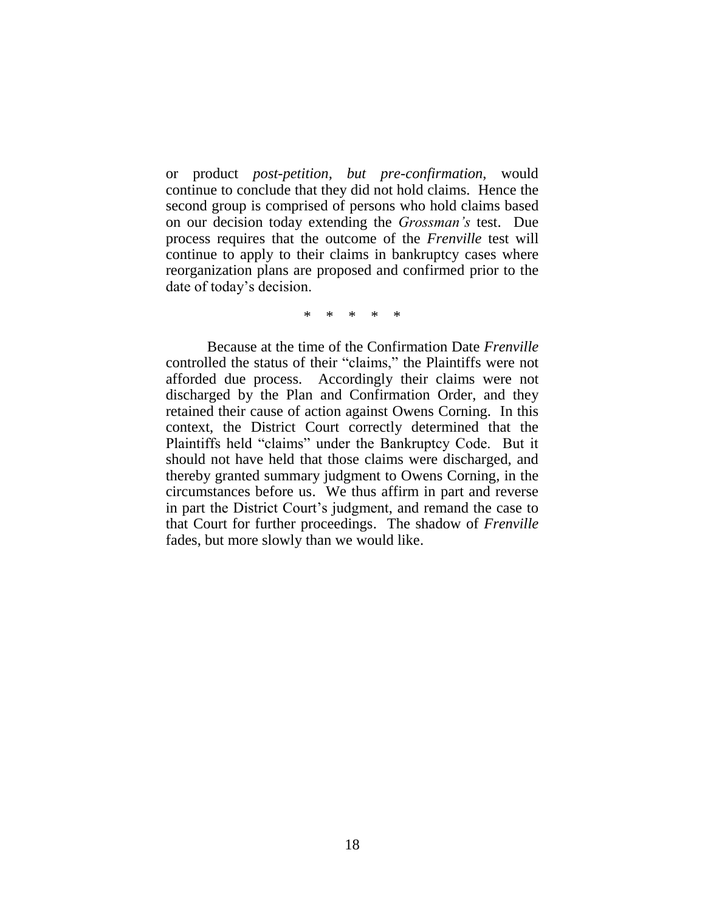or product *post-petition, but pre-confirmation*, would continue to conclude that they did not hold claims. Hence the second group is comprised of persons who hold claims based on our decision today extending the *Grossman's* test. Due process requires that the outcome of the *Frenville* test will continue to apply to their claims in bankruptcy cases where reorganization plans are proposed and confirmed prior to the date of today's decision.

\* \* \* \* \*

Because at the time of the Confirmation Date *Frenville* controlled the status of their "claims," the Plaintiffs were not afforded due process. Accordingly their claims were not discharged by the Plan and Confirmation Order, and they retained their cause of action against Owens Corning. In this context, the District Court correctly determined that the Plaintiffs held "claims" under the Bankruptcy Code. But it should not have held that those claims were discharged, and thereby granted summary judgment to Owens Corning, in the circumstances before us. We thus affirm in part and reverse in part the District Court's judgment, and remand the case to that Court for further proceedings. The shadow of *Frenville* fades, but more slowly than we would like.